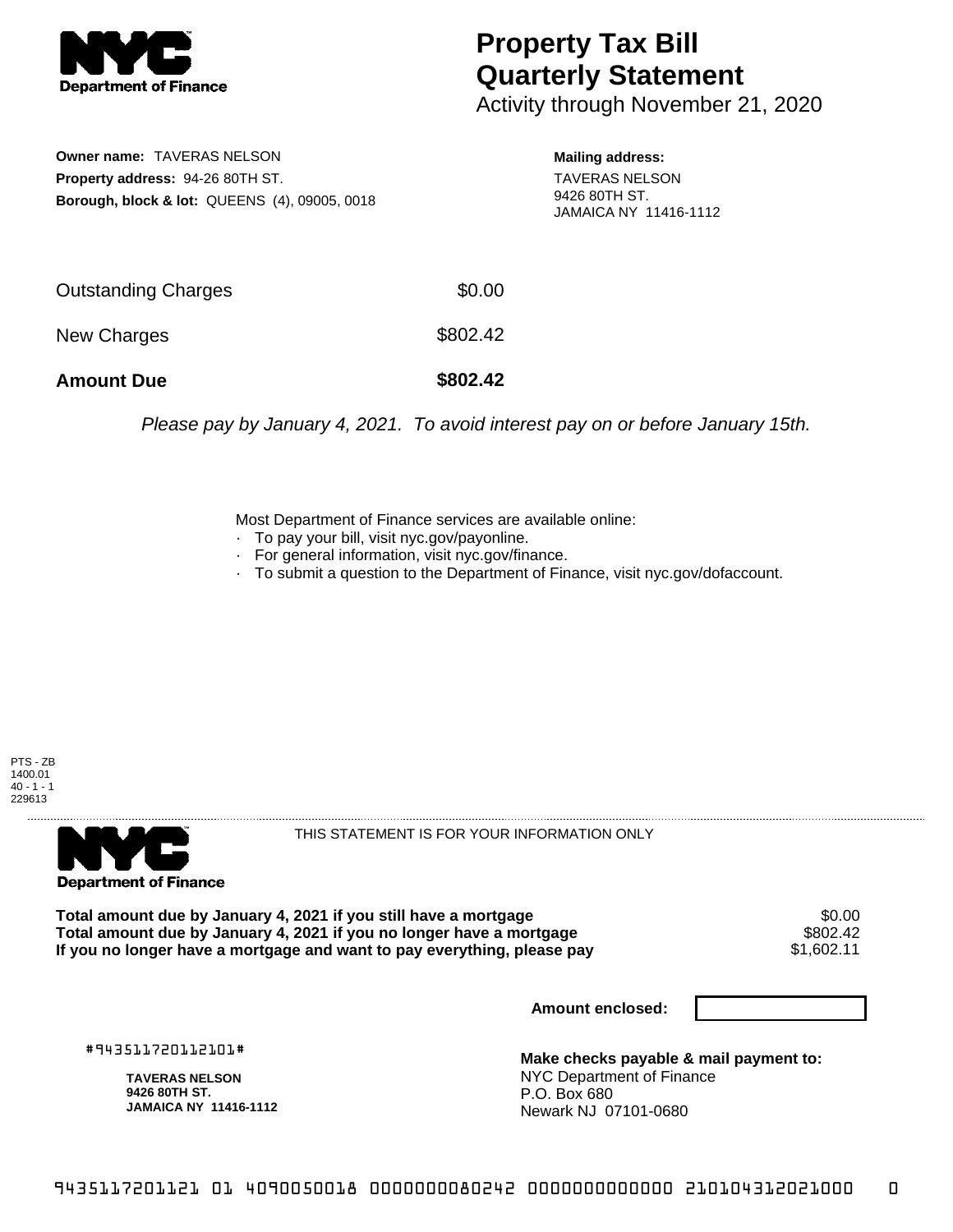# Property Tax Bill Quarterly Statement

Activity through November 21, 2020

**Owner name:** TAVERAS NELSON
**Property address:** 94-26 80TH ST.
**Borough, block & lot:** QUEENS (4), 09005, 0018

**Mailing address:**
TAVERAS NELSON
9426 80TH ST.
JAMAICA NY 11416-1112

| | |
|---|---|
| Outstanding Charges | $0.00 |
| New Charges | $802.42 |
| **Amount Due** | **$802.42** |

*Please pay by January 4, 2021. To avoid interest pay on or before January 15th.*

Most Department of Finance services are available online:
- To pay your bill, visit nyc.gov/payonline.
- For general information, visit nyc.gov/finance.
- To submit a question to the Department of Finance, visit nyc.gov/dofaccount.

PTS - ZB
1400.01
40 - 1 - 1
229613

THIS STATEMENT IS FOR YOUR INFORMATION ONLY

| | |
|---|---|
| **Total amount due by January 4, 2021 if you still have a mortgage** | $0.00 |
| **Total amount due by January 4, 2021 if you no longer have a mortgage** | $802.42 |
| **If you no longer have a mortgage and want to pay everything, please pay** | $1,602.11 |

**Amount enclosed:**

#943511720112101#

**TAVERAS NELSON**
**9426 80TH ST.**
**JAMAICA NY 11416-1112**

**Make checks payable & mail payment to:**
NYC Department of Finance
P.O. Box 680
Newark NJ 07101-0680

9435117201121 01 4090050018 0000000080242 0000000000000 210104312021000 0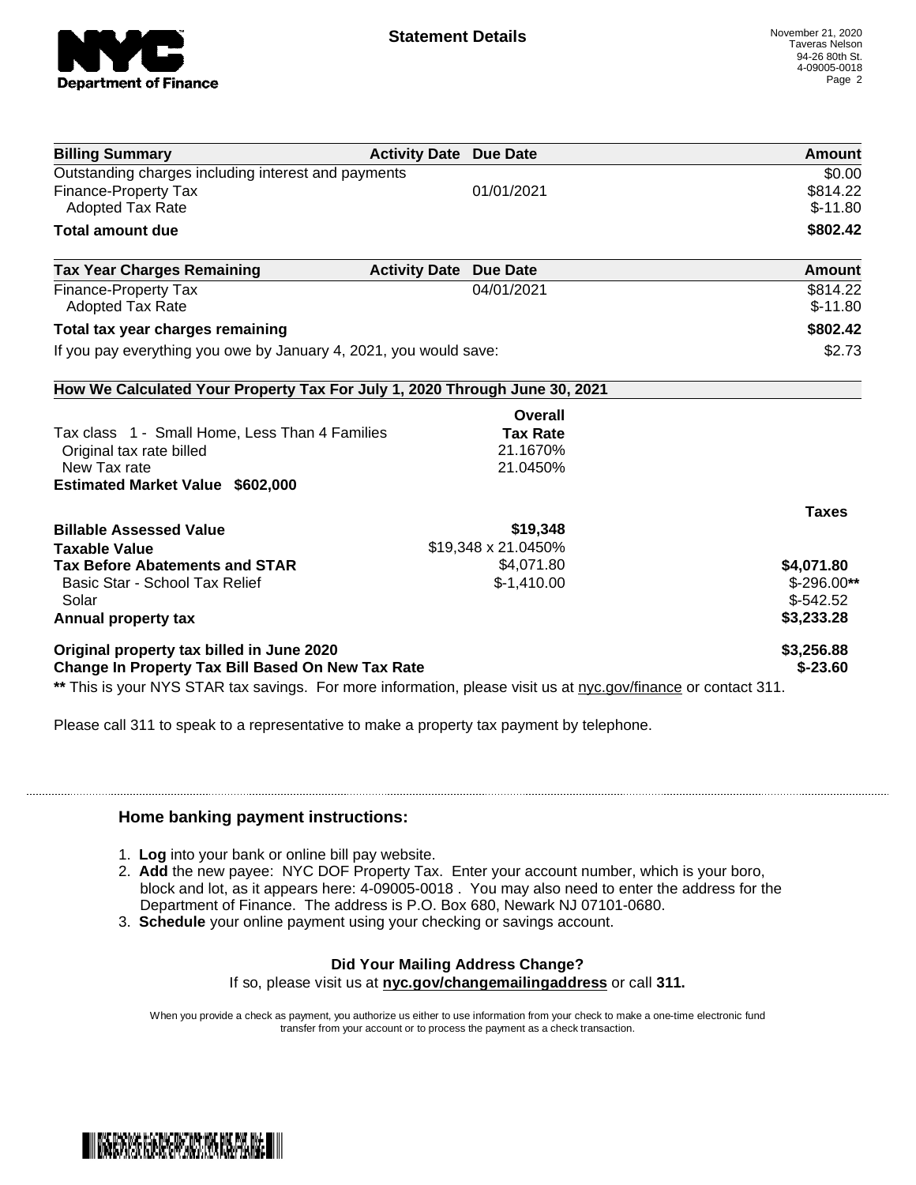# Statement Details

November 21, 2020
Taveras Nelson
94-26 80th St.
4-09005-0018

| Billing Summary | Activity Date | Due Date | Amount |
|---|---|---|---|
| Outstanding charges including interest and payments | | | $0.00 |
| Finance-Property Tax | | 01/01/2021 | $814.22 |
| Adopted Tax Rate | | | $-11.80 |
| **Total amount due** | | | **$802.42** |

| Tax Year Charges Remaining | Activity Date | Due Date | Amount |
|---|---|---|---|
| Finance-Property Tax | | 04/01/2021 | $814.22 |
| Adopted Tax Rate | | | $-11.80 |
| **Total tax year charges remaining** | | | **$802.42** |
| If you pay everything you owe by January 4, 2021, you would save: | | | $2.73 |

### How We Calculated Your Property Tax For July 1, 2020 Through June 30, 2021

| | Overall Tax Rate | |
|---|---|---|
| Tax class 1 - Small Home, Less Than 4 Families | | |
| Original tax rate billed | 21.1670% | |
| New Tax rate | 21.0450% | |
| **Estimated Market Value $602,000** | | |
| | | **Taxes** |
| **Billable Assessed Value** | **$19,348** | |
| **Taxable Value** | $19,348 x 21.0450% | |
| **Tax Before Abatements and STAR** | $4,071.80 | **$4,071.80** |
| Basic Star - School Tax Relief | $-1,410.00 | $-296.00** |
| Solar | | $-542.52 |
| **Annual property tax** | | **$3,233.28** |
| **Original property tax billed in June 2020** | | **$3,256.88** |
| **Change In Property Tax Bill Based On New Tax Rate** | | **$-23.60** |

** This is your NYS STAR tax savings. For more information, please visit us at nyc.gov/finance or contact 311.

Please call 311 to speak to a representative to make a property tax payment by telephone.

### Home banking payment instructions:

1. **Log** into your bank or online bill pay website.
2. **Add** the new payee: NYC DOF Property Tax. Enter your account number, which is your boro, block and lot, as it appears here: 4-09005-0018 . You may also need to enter the address for the Department of Finance. The address is P.O. Box 680, Newark NJ 07101-0680.
3. **Schedule** your online payment using your checking or savings account.

**Did Your Mailing Address Change?**
If so, please visit us at **nyc.gov/changemailingaddress** or call **311.**

When you provide a check as payment, you authorize us either to use information from your check to make a one-time electronic fund transfer from your account or to process the payment as a check transaction.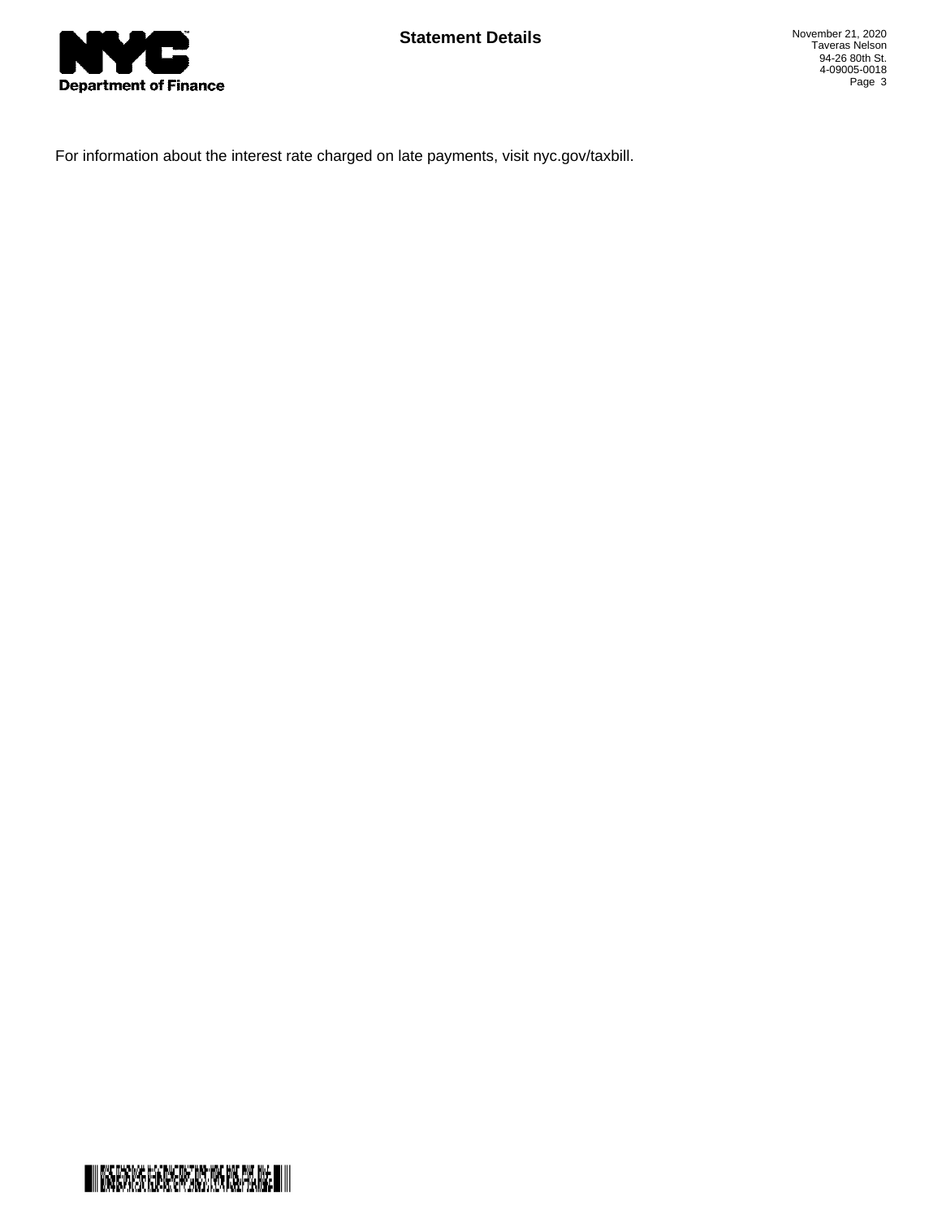For information about the interest rate charged on late payments, visit nyc.gov/taxbill.